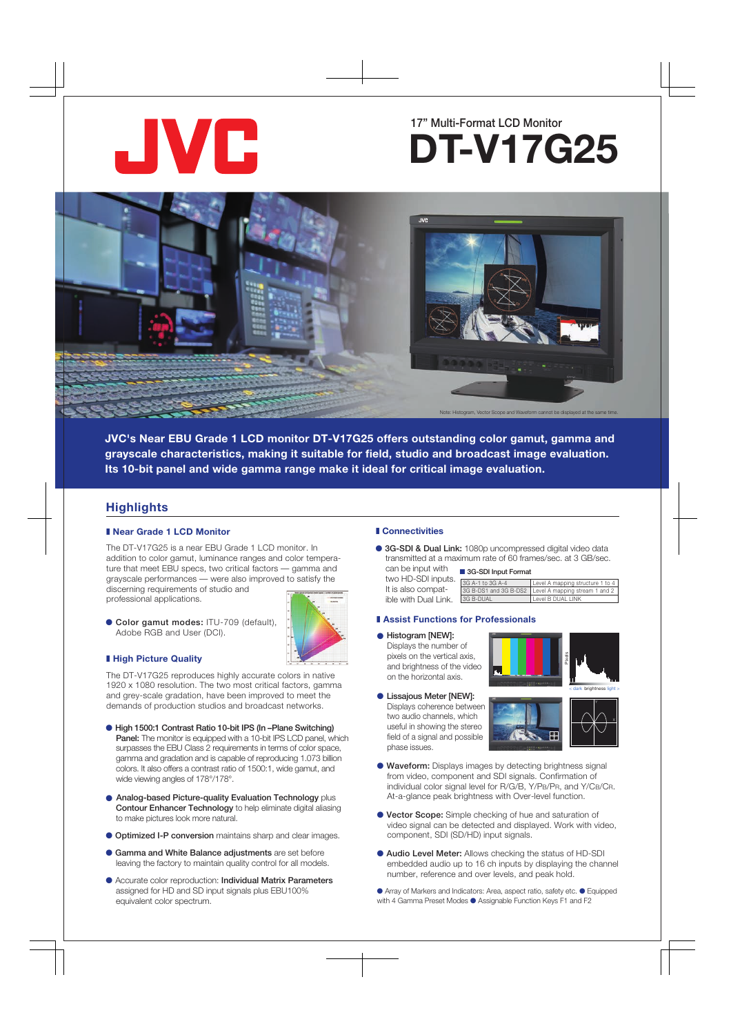# JVC

17" Multi-Format LCD Monitor

# DT-V17G25

Note: Histogram, Vector Scope and Waveform cannot be displayed at the same time.

**JVC's Near EBU Grade 1 LCD monitor DT-V17G25 offers outstanding color gamut, gamma and grayscale characteristics, making it suitable for field, studio and broadcast image evaluation. Its 10-bit panel and wide gamma range make it ideal for critical image evaluation.**

## Highlights

### Near Grade 1 LCD Monitor

The DT-V17G25 is a near EBU Grade 1 LCD monitor. In addition to color gamut, luminance ranges and color temperature that meet EBU specs, two critical factors — gamma and grayscale performances — were also improved to satisfy the discerning requirements of studio and professional applications.

- **Color gamut modes:** ITU-709 (default), Adobe RGB and User (DCI).

### High Picture Quality

The DT-V17G25 reproduces highly accurate colors in native 1920 x 1080 resolution. The two most critical factors, gamma and grey-scale gradation, have been improved to meet the demands of production studios and broadcast networks.

- **High 1500:1 Contrast Ratio 10-bit IPS (In –Plane Switching) Panel:** The monitor is equipped with a 10-bit IPS LCD panel, which surpasses the EBU Class 2 requirements in terms of color space, gamma and gradation and is capable of reproducing 1.073 billion colors. It also offers a contrast ratio of 1500:1, wide gamut, and wide viewing angles of 178°/178°.
- **Analog-based Picture-quality Evaluation Technology** plus **Contour Enhancer Technology** to help eliminate digital aliasing to make pictures look more natural.
- **Optimized I-P conversion** maintains sharp and clear images.
- **Gamma and White Balance adjustments** are set before leaving the factory to maintain quality control for all models.
- Accurate color reproduction: **Individual Matrix Parameters** assigned for HD and SD input signals plus EBU100% equivalent color spectrum.

### Connectivities

- **3G-SDI & Dual Link:** 1080p uncompressed digital video data transmitted at a maximum rate of 60 frames/sec. at 3 GB/sec. can be input with two HD-SDI inputs. It is also compatible with Dual Link.

**3G-SDI Input Format**

| | |
|---|---|
| 3G A-1 to 3G A-4 | Level A mapping structure 1 to 4 |
| 3G B-DS1 and 3G B-DS2 | Level A mapping stream 1 and 2 |
| 3G B-DUAL | Level B DUAL LINK |

### Assist Functions for Professionals

- **Histogram [NEW]:** Displays the number of pixels on the vertical axis, and brightness of the video on the horizontal axis.
- **Lissajous Meter [NEW]:** Displays coherence between two audio channels, which useful in showing the stereo field of a signal and possible phase issues.
- **Waveform:** Displays images by detecting brightness signal from video, component and SDI signals. Confirmation of individual color signal level for R/G/B, Y/PB/PR, and Y/CB/CR. At-a-glance peak brightness with Over-level function.
- **Vector Scope:** Simple checking of hue and saturation of video signal can be detected and displayed. Work with video, component, SDI (SD/HD) input signals.
- **Audio Level Meter:** Allows checking the status of HD-SDI embedded audio up to 16 ch inputs by displaying the channel number, reference and over levels, and peak hold.

● Array of Markers and Indicators: Area, aspect ratio, safety etc. ● Equipped with 4 Gamma Preset Modes ● Assignable Function Keys F1 and F2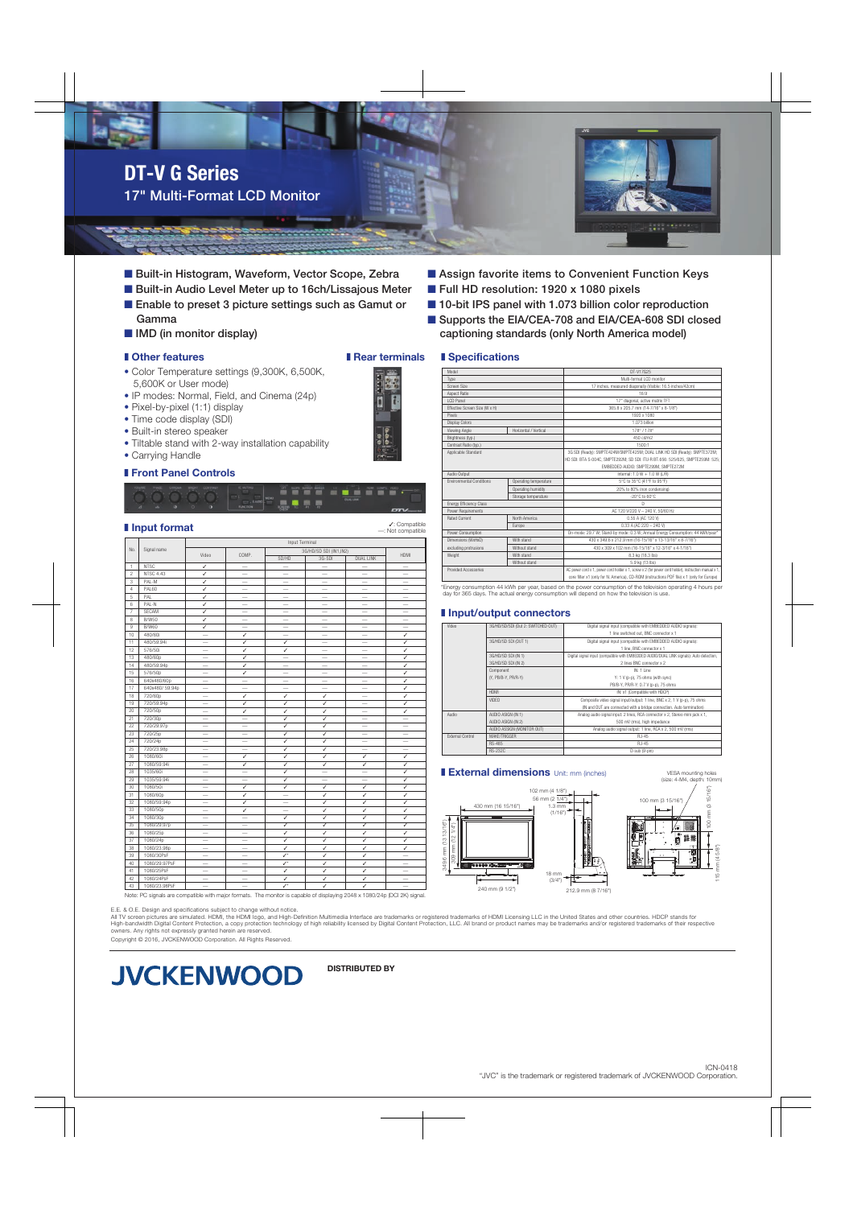# DT-V G Series

## 17" Multi-Format LCD Monitor

- Built-in Histogram, Waveform, Vector Scope, Zebra
- Built-in Audio Level Meter up to 16ch/Lissajous Meter
- Enable to preset 3 picture settings such as Gamut or Gamma
- IMD (in monitor display)
- Assign favorite items to Convenient Function Keys
- Full HD resolution: 1920 x 1080 pixels
- 10-bit IPS panel with 1.073 billion color reproduction
- Supports the EIA/CEA-708 and EIA/CEA-608 SDI closed captioning standards (only North America model)

## Other features

- Color Temperature settings (9,300K, 6,500K, 5,600K or User mode)
- IP modes: Normal, Field, and Cinema (24p)
- Pixel-by-pixel (1:1) display
- Time code display (SDI)
- Built-in stereo speaker
- Tiltable stand with 2-way installation capability
- Carrying Handle

## Rear terminals

## Front Panel Controls

## Input format

✓: Compatible
—: Not compatible

| No. | Signal name | Input Terminal | | | | | |
|---|---|---|---|---|---|---|---|
| | | Video | COMP. | 3G/HD/SD SDI (IN1,IN2) | | | HDMI |
| | | | | SD/HD | 3G-SDI | DUAL LINK | |
| 1 | NTSC | ✓ | — | — | — | — | — |
| 2 | NTSC 4.43 | ✓ | — | — | — | — | — |
| 3 | PAL-M | ✓ | — | — | — | — | — |
| 4 | PAL60 | ✓ | — | — | — | — | — |
| 5 | PAL | ✓ | — | — | — | — | — |
| 6 | PAL-N | ✓ | — | — | — | — | — |
| 7 | SECAM | ✓ | — | — | — | — | — |
| 8 | B/W50 | ✓ | — | — | — | — | — |
| 9 | B/W60 | ✓ | — | — | — | — | — |
| 10 | 480/60i | — | ✓ | — | — | — | ✓ |
| 11 | 480/59.94i | — | ✓ | ✓ | — | — | ✓ |
| 12 | 576/50i | — | ✓ | ✓ | — | — | ✓ |
| 13 | 480/60p | — | ✓ | — | — | — | ✓ |
| 14 | 480/59.94p | — | ✓ | — | — | — | ✓ |
| 15 | 576/50p | — | ✓ | — | — | — | ✓ |
| 16 | 640x480/60p | — | — | — | — | — | ✓ |
| 17 | 640x480/ 59.94p | — | — | — | — | — | ✓ |
| 18 | 720/60p | — | ✓ | ✓ | ✓ | — | ✓ |
| 19 | 720/59.94p | — | ✓ | ✓ | ✓ | — | ✓ |
| 20 | 720/50p | — | ✓ | ✓ | ✓ | — | ✓ |
| 21 | 720/30p | — | — | ✓ | ✓ | — | — |
| 22 | 720/29.97p | — | — | ✓ | ✓ | — | — |
| 23 | 720/25p | — | — | ✓ | ✓ | — | — |
| 24 | 720/24p | — | — | ✓ | ✓ | — | — |
| 25 | 720/23.98p | — | — | ✓ | ✓ | — | — |
| 26 | 1080/60i | — | ✓ | ✓ | ✓ | ✓ | ✓ |
| 27 | 1080/59.94i | — | ✓ | ✓ | ✓ | ✓ | ✓ |
| 28 | 1035/60i | — | — | ✓ | — | — | ✓ |
| 29 | 1035/59.94i | — | — | ✓ | — | — | ✓ |
| 30 | 1080/50i | — | ✓ | ✓ | ✓ | ✓ | ✓ |
| 31 | 1080/60p | — | ✓ | — | ✓ | ✓ | ✓ |
| 32 | 1080/59.94p | — | ✓ | — | ✓ | ✓ | ✓ |
| 33 | 1080/50p | — | ✓ | — | ✓ | ✓ | ✓ |
| 34 | 1080/30p | — | — | ✓ | ✓ | ✓ | ✓ |
| 35 | 1080/29.97p | — | — | ✓ | ✓ | ✓ | ✓ |
| 36 | 1080/25p | — | — | ✓ | ✓ | ✓ | ✓ |
| 37 | 1080/24p | — | — | ✓ | ✓ | ✓ | ✓ |
| 38 | 1080/23.98p | — | — | ✓ | ✓ | ✓ | ✓ |
| 39 | 1080/30PsF | — | — | ✓ | ✓ | ✓ | — |
| 40 | 1080/29.97PsF | — | — | ✓ | ✓ | ✓ | — |
| 41 | 1080/25PsF | — | — | ✓ | ✓ | ✓ | — |
| 42 | 1080/24PsF | — | — | ✓ | ✓ | ✓ | — |
| 43 | 1080/23.98PsF | — | — | ✓ | ✓ | ✓ | — |

Note: PC signals are compatible with major formats. The monitor is capable of displaying 2048 x 1080/24p (DCI 2K) signal.

## Specifications

| | | |
|---|---|---|
| Model | | DT-V17G25 |
| Type | | Multi-format LCD monitor |
| Screen Size | | 17 inches, measured diagonally (Visible: 16.5 inches/42cm) |
| Aspect Ratio | | 16:9 |
| LCD Panel | | 17" diagonal, active matrix TFT |
| Effective Screen Size (W x H) | | 365.8 x 205.7 mm (14-7/16" x 8-1/8") |
| Pixels | | 1920 x 1080 |
| Display Colors | | 1.073 billion |
| Viewing Angle | Horizontal / Vertical | 178° / 178° |
| Brightness (typ.) | | 450 cd/m2 |
| Contrast Ratio (typ.) | | 1500:1 |
| Applicable Standard | | 3G SDI (Ready): SMPTE424M/SMPTE425M; DUAL LINK HD SDI (Ready): SMPTE372M; HD SDI: BTA S-004C, SMPTE292M; SD SDI: ITU-R BT.656: 525/525, SMPTE259M: 525; EMBEDDED AUDIO: SMPTE299M, SMPTE272M |
| Audio Output | | Internal: 1.0 W + 1.0 W (L/R) |
| Environmental Conditions | Operating temperature | 5°C to 35°C (41°F to 95°F) |
| | Operating humidity | 20% to 80% (non condensing) |
| | Storage temperature | -20°C to 60°C |
| Energy Efficiency Class | | D |
| Power Requirements | | AC 120 V/220 V – 240 V, 50/60 Hz |
| Rated Current | North America | 0.55 A (AC 120 V) |
| | Europe | 0.33 A (AC 220 – 240 V) |
| Power Consumption | | On-mode: 29.7 W, Stand-by mode: 0.3 W, Annual Energy Consumption: 44 kWh/year* |
| Dimensions (WxHxD) excluding protrusions | With stand | 430 x 349.6 x 212.9 mm (16-15/16" x 13-13/16" x 8-7/16") |
| | Without stand | 430 x 309 x 102 mm (16-15/16" x 12-3/16" x 4-1/16") |
| Weight | With stand | 8.3 kg (18.3 lbs) |
| | Without stand | 5.9 kg (13 lbs) |
| Provided Accessories | | AC power cords x 1, power cord holder x 1, screw x 2 (for power cord holder), instruction manual x 1, core filter x1 (only for N. America), CD-ROM (instructions PDF file) x 1 (only for Europe) |

*Energy consumption 44 kWh per year, based on the power consumption of the television operating 4 hours per day for 365 days. The actual energy consumption will depend on how the television is used.

## Input/output connectors

| | | |
|---|---|---|
| Video | 3G/HD/SD SDI (Out 2: SWITCHED OUT) | Digital signal input (compatible with EMBEDDED AUDIO signals): 1 line switched out, BNC connector x 1 |
| | 3G/HD/SD SDI (OUT 1) | Digital signal input (compatible with EMBEDDED AUDIO signals): 1 line, BNC connector x 1 |
| | 3G/HD/SD SDI (IN 1) 3G/HD/SD SDI (IN 2) | Digital signal input (compatible with EMBEDDED AUDIO/DUAL LINK signals): Auto detection, 2 lines BNC connector x 2 |
| | Component (Y, PB/B-Y, PR/R-Y) | IN: 1 Line<br>Y: 1 V (p-p), 75 ohms (with sync)<br>PB/B-Y, PR/R-Y: 0.7 V (p-p), 75 ohms |
| | HDMI | IN: x1 (Compatible with HDCP) |
| | VIDEO | Composite video signal input/output: 1 line, BNC x 2, 1 V (p-p), 75 ohms (IN and OUT are connected with a bridge connection. Auto termination) |
| Audio | AUDIO ASIGN (IN 1)<br>AUDIO ASIGN (IN 2) | Analog audio signal input: 2 lines, RCA connector x 2, Stereo mini jack x 1, 500 mV (rms), high impedance |
| | AUDIO ASIGN (MONITOR OUT) | Analog audio signal output: 1 line, RCA x 2, 500 mV (rms) |
| External Control | MAKE/TRIGGER | RJ-45 |
| | RS-485 | RJ-45 |
| | RS-232C | D-sub (9-pin) |

## External dimensions

Unit: mm (inches)

430 mm (16 15/16")
102 mm (4 1/8")
56 mm (2 1/4")
1.3 mm (1/16")
349.6 mm (13 13/16")
309 mm (12 3/16")
240 mm (9 1/2")
18 mm (3/4")
212.9 mm (8 7/16")
VESA mounting holes (size: 4-M4, depth: 10mm)
100 mm (3 15/16")
100 mm (3 15/16")
116 mm (4 5/8")

E.E. & O.E. Design and specifications subject to change without notice.
All TV screen pictures are simulated. HDMI, the HDMI logo, and High-Definition Multimedia Interface are trademarks or registered trademarks of HDMI Licensing LLC in the United States and other countries. HDCP stands for High-bandwidth Digital Content Protection, a copy protection technology of high reliability licensed by Digital Content Protection, LLC. All brand or product names may be trademarks and/or registered trademarks of their respective owners. Any rights not expressly granted herein are reserved.
Copyright © 2016, JVCKENWOOD Corporation. All Rights Reserved.

**JVCKENWOOD**

**DISTRIBUTED BY**

ICN-0418
"JVC" is the trademark or registered trademark of JVCKENWOOD Corporation.